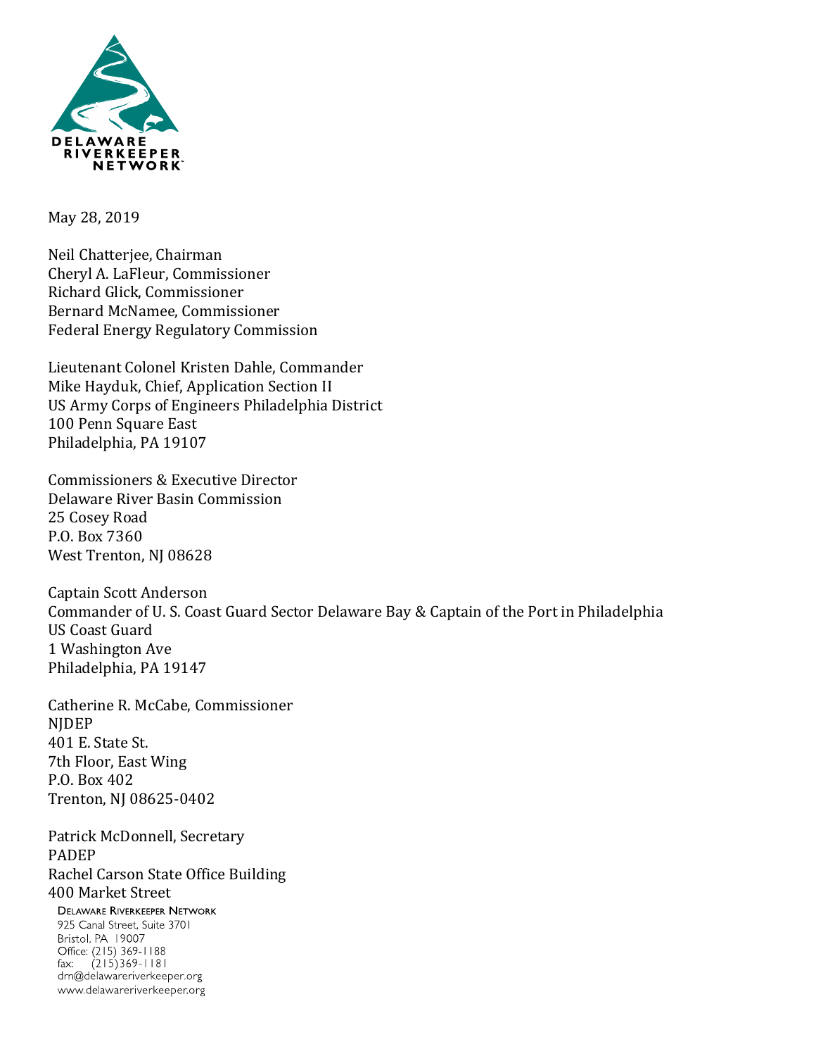DELAWARE RIVERKEEPER NETWORK

May 28, 2019

Neil Chatterjee, Chairman
Cheryl A. LaFleur, Commissioner
Richard Glick, Commissioner
Bernard McNamee, Commissioner
Federal Energy Regulatory Commission

Lieutenant Colonel Kristen Dahle, Commander
Mike Hayduk, Chief, Application Section II
US Army Corps of Engineers Philadelphia District
100 Penn Square East
Philadelphia, PA 19107

Commissioners & Executive Director
Delaware River Basin Commission
25 Cosey Road
P.O. Box 7360
West Trenton, NJ 08628

Captain Scott Anderson
Commander of U. S. Coast Guard Sector Delaware Bay & Captain of the Port in Philadelphia
US Coast Guard
1 Washington Ave
Philadelphia, PA 19147

Catherine R. McCabe, Commissioner
NJDEP
401 E. State St.
7th Floor, East Wing
P.O. Box 402
Trenton, NJ 08625-0402

Patrick McDonnell, Secretary
PADEP
Rachel Carson State Office Building
400 Market Street

DELAWARE RIVERKEEPER NETWORK
925 Canal Street, Suite 3701
Bristol, PA 19007
Office: (215) 369-1188
fax: (215)369-1181
drn@delawareriverkeeper.org
www.delawareriverkeeper.org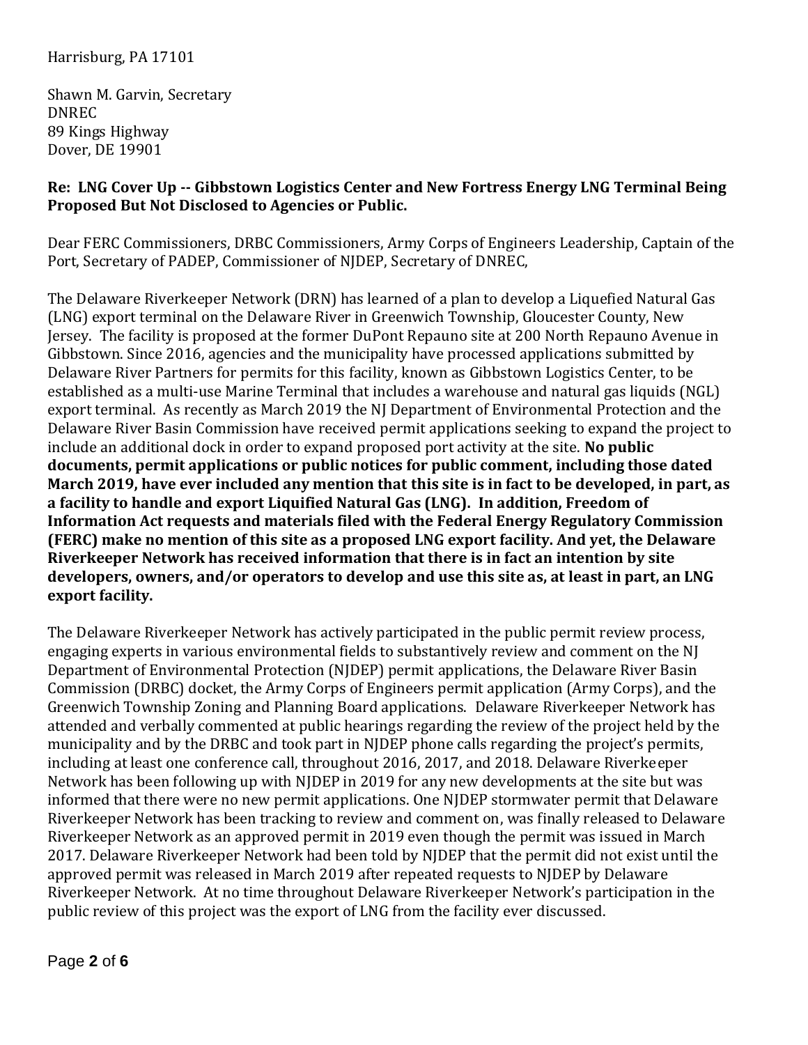Harrisburg, PA 17101

Shawn M. Garvin, Secretary
DNREC
89 Kings Highway
Dover, DE 19901

**Re: LNG Cover Up -- Gibbstown Logistics Center and New Fortress Energy LNG Terminal Being Proposed But Not Disclosed to Agencies or Public.**

Dear FERC Commissioners, DRBC Commissioners, Army Corps of Engineers Leadership, Captain of the Port, Secretary of PADEP, Commissioner of NJDEP, Secretary of DNREC,

The Delaware Riverkeeper Network (DRN) has learned of a plan to develop a Liquefied Natural Gas (LNG) export terminal on the Delaware River in Greenwich Township, Gloucester County, New Jersey. The facility is proposed at the former DuPont Repauno site at 200 North Repauno Avenue in Gibbstown. Since 2016, agencies and the municipality have processed applications submitted by Delaware River Partners for permits for this facility, known as Gibbstown Logistics Center, to be established as a multi-use Marine Terminal that includes a warehouse and natural gas liquids (NGL) export terminal. As recently as March 2019 the NJ Department of Environmental Protection and the Delaware River Basin Commission have received permit applications seeking to expand the project to include an additional dock in order to expand proposed port activity at the site. **No public documents, permit applications or public notices for public comment, including those dated March 2019, have ever included any mention that this site is in fact to be developed, in part, as a facility to handle and export Liquified Natural Gas (LNG). In addition, Freedom of Information Act requests and materials filed with the Federal Energy Regulatory Commission (FERC) make no mention of this site as a proposed LNG export facility. And yet, the Delaware Riverkeeper Network has received information that there is in fact an intention by site developers, owners, and/or operators to develop and use this site as, at least in part, an LNG export facility.**

The Delaware Riverkeeper Network has actively participated in the public permit review process, engaging experts in various environmental fields to substantively review and comment on the NJ Department of Environmental Protection (NJDEP) permit applications, the Delaware River Basin Commission (DRBC) docket, the Army Corps of Engineers permit application (Army Corps), and the Greenwich Township Zoning and Planning Board applications. Delaware Riverkeeper Network has attended and verbally commented at public hearings regarding the review of the project held by the municipality and by the DRBC and took part in NJDEP phone calls regarding the project's permits, including at least one conference call, throughout 2016, 2017, and 2018. Delaware Riverkeeper Network has been following up with NJDEP in 2019 for any new developments at the site but was informed that there were no new permit applications. One NJDEP stormwater permit that Delaware Riverkeeper Network has been tracking to review and comment on, was finally released to Delaware Riverkeeper Network as an approved permit in 2019 even though the permit was issued in March 2017. Delaware Riverkeeper Network had been told by NJDEP that the permit did not exist until the approved permit was released in March 2019 after repeated requests to NJDEP by Delaware Riverkeeper Network. At no time throughout Delaware Riverkeeper Network's participation in the public review of this project was the export of LNG from the facility ever discussed.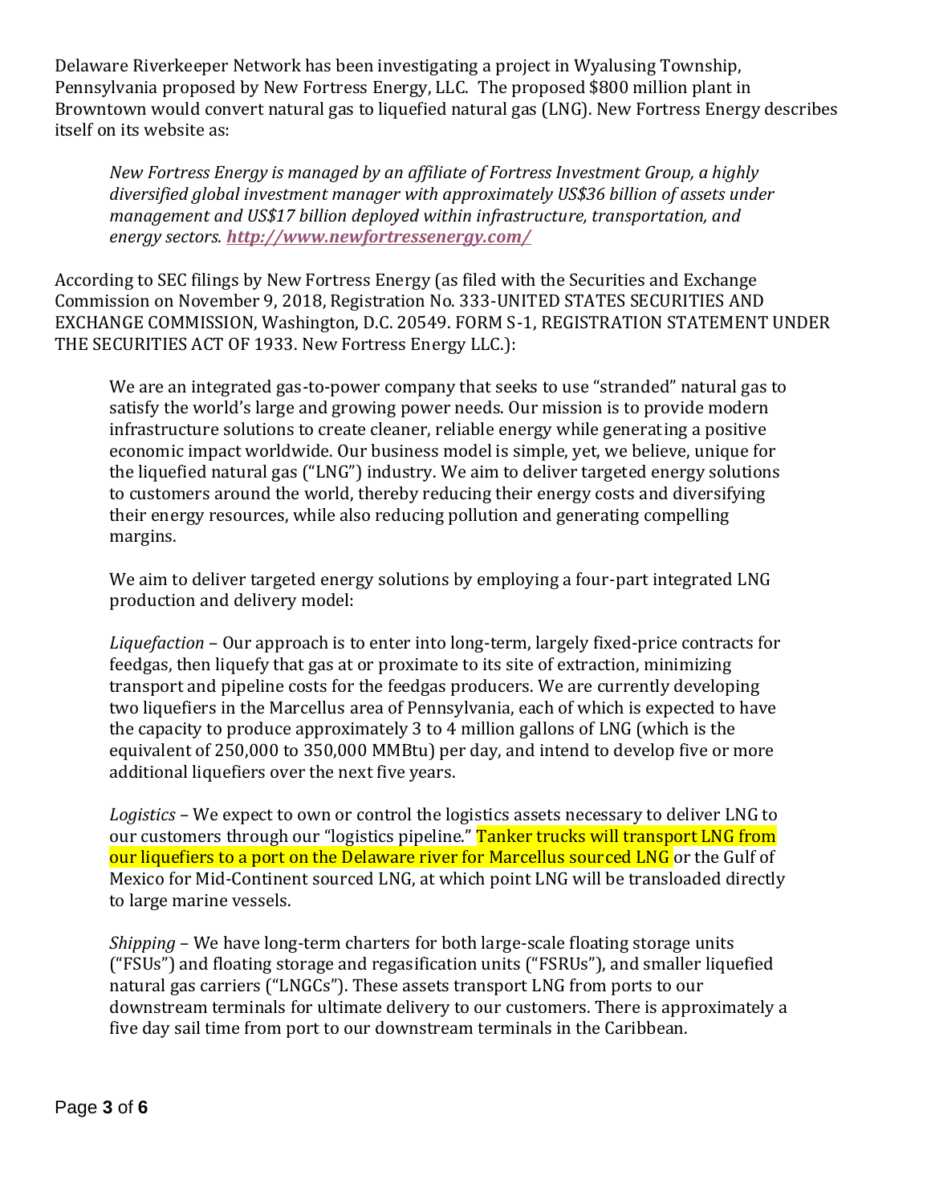Delaware Riverkeeper Network has been investigating a project in Wyalusing Township, Pennsylvania proposed by New Fortress Energy, LLC. The proposed $800 million plant in Browntown would convert natural gas to liquefied natural gas (LNG). New Fortress Energy describes itself on its website as:

> *New Fortress Energy is managed by an affiliate of Fortress Investment Group, a highly diversified global investment manager with approximately US$36 billion of assets under management and US$17 billion deployed within infrastructure, transportation, and energy sectors.* ***[http://www.newfortressenergy.com/](http://www.newfortressenergy.com/)***

According to SEC filings by New Fortress Energy (as filed with the Securities and Exchange Commission on November 9, 2018, Registration No. 333-UNITED STATES SECURITIES AND EXCHANGE COMMISSION, Washington, D.C. 20549. FORM S-1, REGISTRATION STATEMENT UNDER THE SECURITIES ACT OF 1933. New Fortress Energy LLC.):

> We are an integrated gas-to-power company that seeks to use "stranded" natural gas to satisfy the world's large and growing power needs. Our mission is to provide modern infrastructure solutions to create cleaner, reliable energy while generating a positive economic impact worldwide. Our business model is simple, yet, we believe, unique for the liquefied natural gas ("LNG") industry. We aim to deliver targeted energy solutions to customers around the world, thereby reducing their energy costs and diversifying their energy resources, while also reducing pollution and generating compelling margins.
>
> We aim to deliver targeted energy solutions by employing a four-part integrated LNG production and delivery model:
>
> *Liquefaction* – Our approach is to enter into long-term, largely fixed-price contracts for feedgas, then liquefy that gas at or proximate to its site of extraction, minimizing transport and pipeline costs for the feedgas producers. We are currently developing two liquefiers in the Marcellus area of Pennsylvania, each of which is expected to have the capacity to produce approximately 3 to 4 million gallons of LNG (which is the equivalent of 250,000 to 350,000 MMBtu) per day, and intend to develop five or more additional liquefiers over the next five years.
>
> *Logistics* – We expect to own or control the logistics assets necessary to deliver LNG to our customers through our "logistics pipeline." Tanker trucks will transport LNG from our liquefiers to a port on the Delaware river for Marcellus sourced LNG or the Gulf of Mexico for Mid-Continent sourced LNG, at which point LNG will be transloaded directly to large marine vessels.
>
> *Shipping* – We have long-term charters for both large-scale floating storage units ("FSUs") and floating storage and regasification units ("FSRUs"), and smaller liquefied natural gas carriers ("LNGCs"). These assets transport LNG from ports to our downstream terminals for ultimate delivery to our customers. There is approximately a five day sail time from port to our downstream terminals in the Caribbean.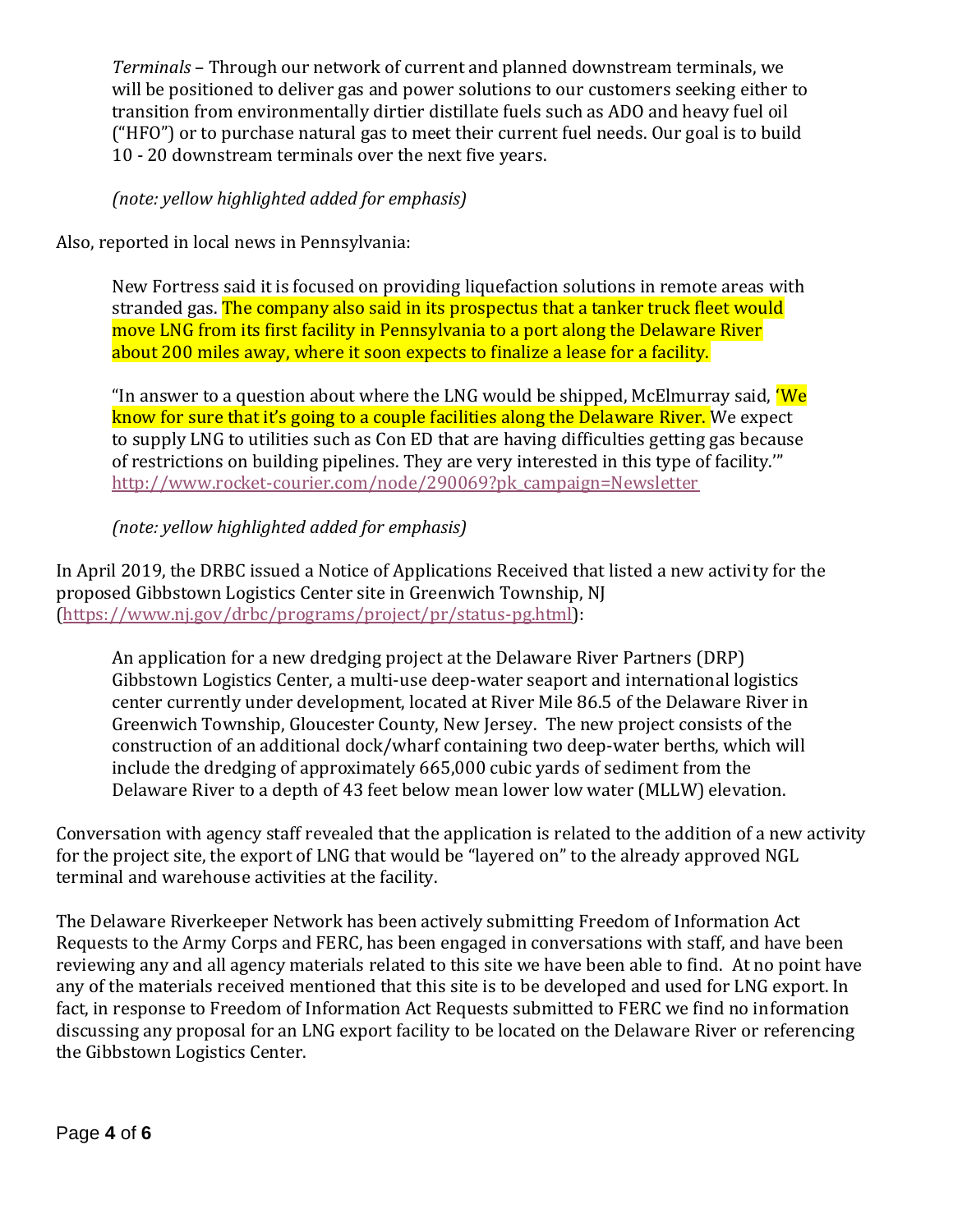> *Terminals* – Through our network of current and planned downstream terminals, we will be positioned to deliver gas and power solutions to our customers seeking either to transition from environmentally dirtier distillate fuels such as ADO and heavy fuel oil ("HFO") or to purchase natural gas to meet their current fuel needs. Our goal is to build 10 - 20 downstream terminals over the next five years.
>
> *(note: yellow highlighted added for emphasis)*

Also, reported in local news in Pennsylvania:

> New Fortress said it is focused on providing liquefaction solutions in remote areas with stranded gas. The company also said in its prospectus that a tanker truck fleet would move LNG from its first facility in Pennsylvania to a port along the Delaware River about 200 miles away, where it soon expects to finalize a lease for a facility.
>
> "In answer to a question about where the LNG would be shipped, McElmurray said, 'We know for sure that it's going to a couple facilities along the Delaware River. We expect to supply LNG to utilities such as Con ED that are having difficulties getting gas because of restrictions on building pipelines. They are very interested in this type of facility.'" http://www.rocket-courier.com/node/290069?pk_campaign=Newsletter
>
> *(note: yellow highlighted added for emphasis)*

In April 2019, the DRBC issued a Notice of Applications Received that listed a new activity for the proposed Gibbstown Logistics Center site in Greenwich Township, NJ (https://www.nj.gov/drbc/programs/project/pr/status-pg.html):

> An application for a new dredging project at the Delaware River Partners (DRP) Gibbstown Logistics Center, a multi-use deep-water seaport and international logistics center currently under development, located at River Mile 86.5 of the Delaware River in Greenwich Township, Gloucester County, New Jersey. The new project consists of the construction of an additional dock/wharf containing two deep-water berths, which will include the dredging of approximately 665,000 cubic yards of sediment from the Delaware River to a depth of 43 feet below mean lower low water (MLLW) elevation.

Conversation with agency staff revealed that the application is related to the addition of a new activity for the project site, the export of LNG that would be "layered on" to the already approved NGL terminal and warehouse activities at the facility.

The Delaware Riverkeeper Network has been actively submitting Freedom of Information Act Requests to the Army Corps and FERC, has been engaged in conversations with staff, and have been reviewing any and all agency materials related to this site we have been able to find. At no point have any of the materials received mentioned that this site is to be developed and used for LNG export. In fact, in response to Freedom of Information Act Requests submitted to FERC we find no information discussing any proposal for an LNG export facility to be located on the Delaware River or referencing the Gibbstown Logistics Center.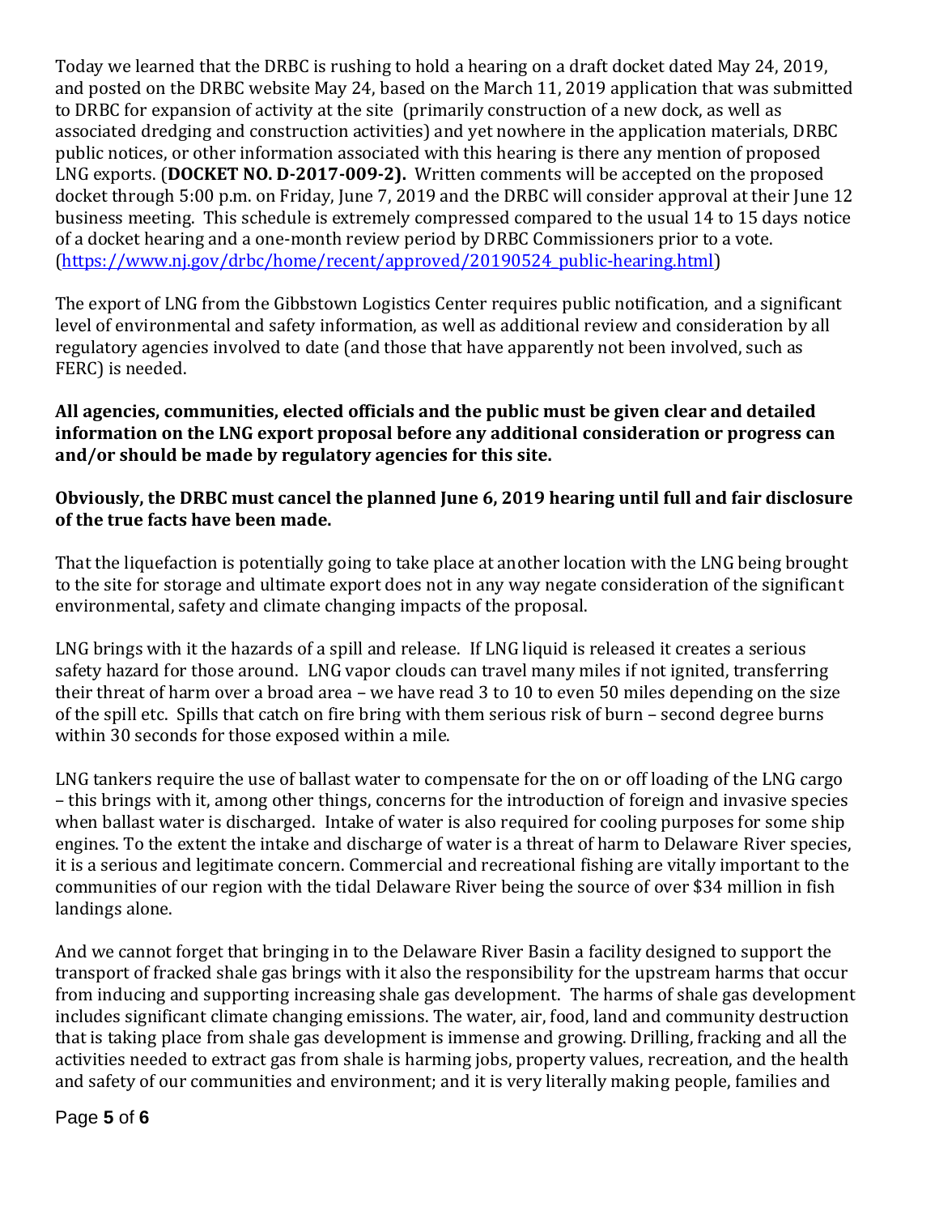Today we learned that the DRBC is rushing to hold a hearing on a draft docket dated May 24, 2019, and posted on the DRBC website May 24, based on the March 11, 2019 application that was submitted to DRBC for expansion of activity at the site (primarily construction of a new dock, as well as associated dredging and construction activities) and yet nowhere in the application materials, DRBC public notices, or other information associated with this hearing is there any mention of proposed LNG exports. (**DOCKET NO. D-2017-009-2).** Written comments will be accepted on the proposed docket through 5:00 p.m. on Friday, June 7, 2019 and the DRBC will consider approval at their June 12 business meeting. This schedule is extremely compressed compared to the usual 14 to 15 days notice of a docket hearing and a one-month review period by DRBC Commissioners prior to a vote. (https://www.nj.gov/drbc/home/recent/approved/20190524_public-hearing.html)

The export of LNG from the Gibbstown Logistics Center requires public notification, and a significant level of environmental and safety information, as well as additional review and consideration by all regulatory agencies involved to date (and those that have apparently not been involved, such as FERC) is needed.

**All agencies, communities, elected officials and the public must be given clear and detailed information on the LNG export proposal before any additional consideration or progress can and/or should be made by regulatory agencies for this site.**

**Obviously, the DRBC must cancel the planned June 6, 2019 hearing until full and fair disclosure of the true facts have been made.**

That the liquefaction is potentially going to take place at another location with the LNG being brought to the site for storage and ultimate export does not in any way negate consideration of the significant environmental, safety and climate changing impacts of the proposal.

LNG brings with it the hazards of a spill and release. If LNG liquid is released it creates a serious safety hazard for those around. LNG vapor clouds can travel many miles if not ignited, transferring their threat of harm over a broad area – we have read 3 to 10 to even 50 miles depending on the size of the spill etc. Spills that catch on fire bring with them serious risk of burn – second degree burns within 30 seconds for those exposed within a mile.

LNG tankers require the use of ballast water to compensate for the on or off loading of the LNG cargo – this brings with it, among other things, concerns for the introduction of foreign and invasive species when ballast water is discharged. Intake of water is also required for cooling purposes for some ship engines. To the extent the intake and discharge of water is a threat of harm to Delaware River species, it is a serious and legitimate concern. Commercial and recreational fishing are vitally important to the communities of our region with the tidal Delaware River being the source of over $34 million in fish landings alone.

And we cannot forget that bringing in to the Delaware River Basin a facility designed to support the transport of fracked shale gas brings with it also the responsibility for the upstream harms that occur from inducing and supporting increasing shale gas development. The harms of shale gas development includes significant climate changing emissions. The water, air, food, land and community destruction that is taking place from shale gas development is immense and growing. Drilling, fracking and all the activities needed to extract gas from shale is harming jobs, property values, recreation, and the health and safety of our communities and environment; and it is very literally making people, families and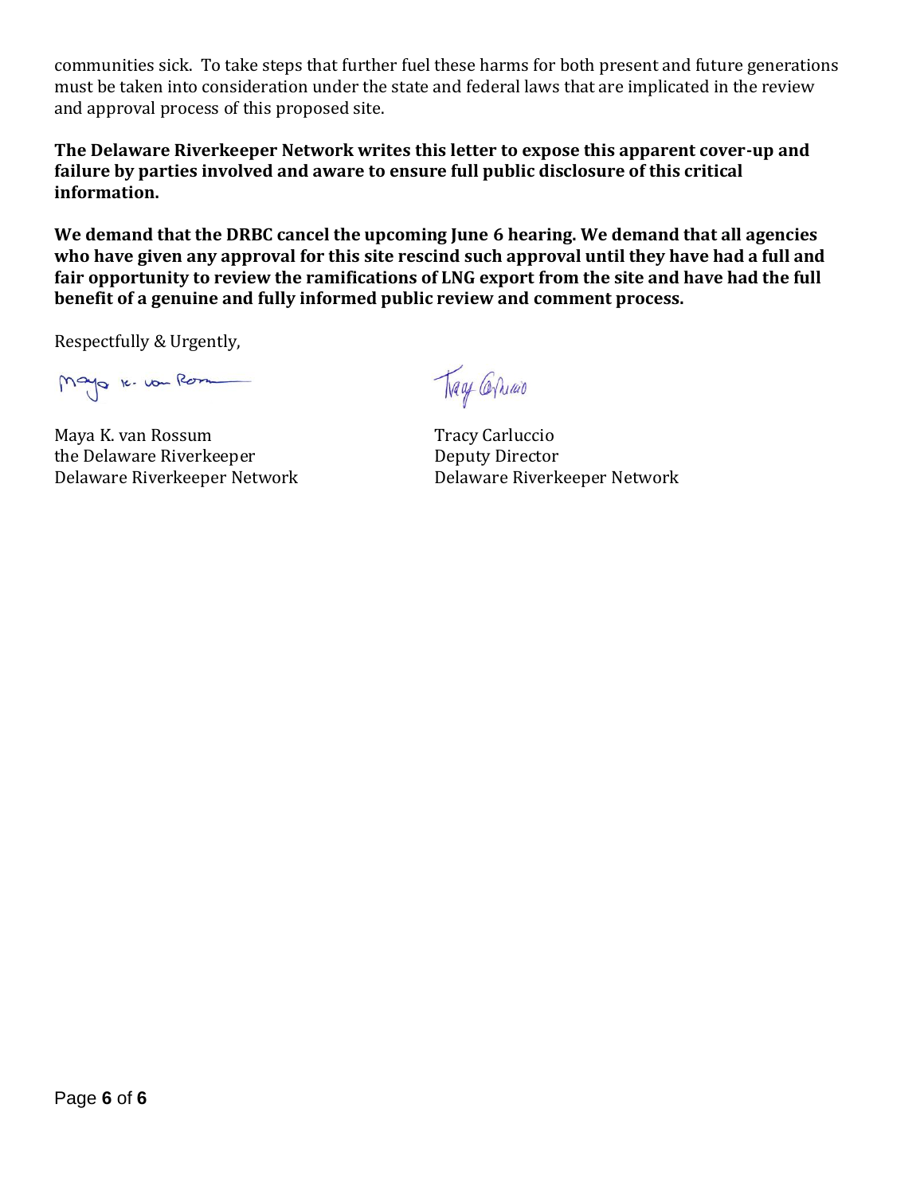communities sick. To take steps that further fuel these harms for both present and future generations must be taken into consideration under the state and federal laws that are implicated in the review and approval process of this proposed site.

**The Delaware Riverkeeper Network writes this letter to expose this apparent cover-up and failure by parties involved and aware to ensure full public disclosure of this critical information.**

**We demand that the DRBC cancel the upcoming June 6 hearing. We demand that all agencies who have given any approval for this site rescind such approval until they have had a full and fair opportunity to review the ramifications of LNG export from the site and have had the full benefit of a genuine and fully informed public review and comment process.**

Respectfully & Urgently,

Maya K. van Rossum
the Delaware Riverkeeper
Delaware Riverkeeper Network

Tracy Carluccio
Deputy Director
Delaware Riverkeeper Network